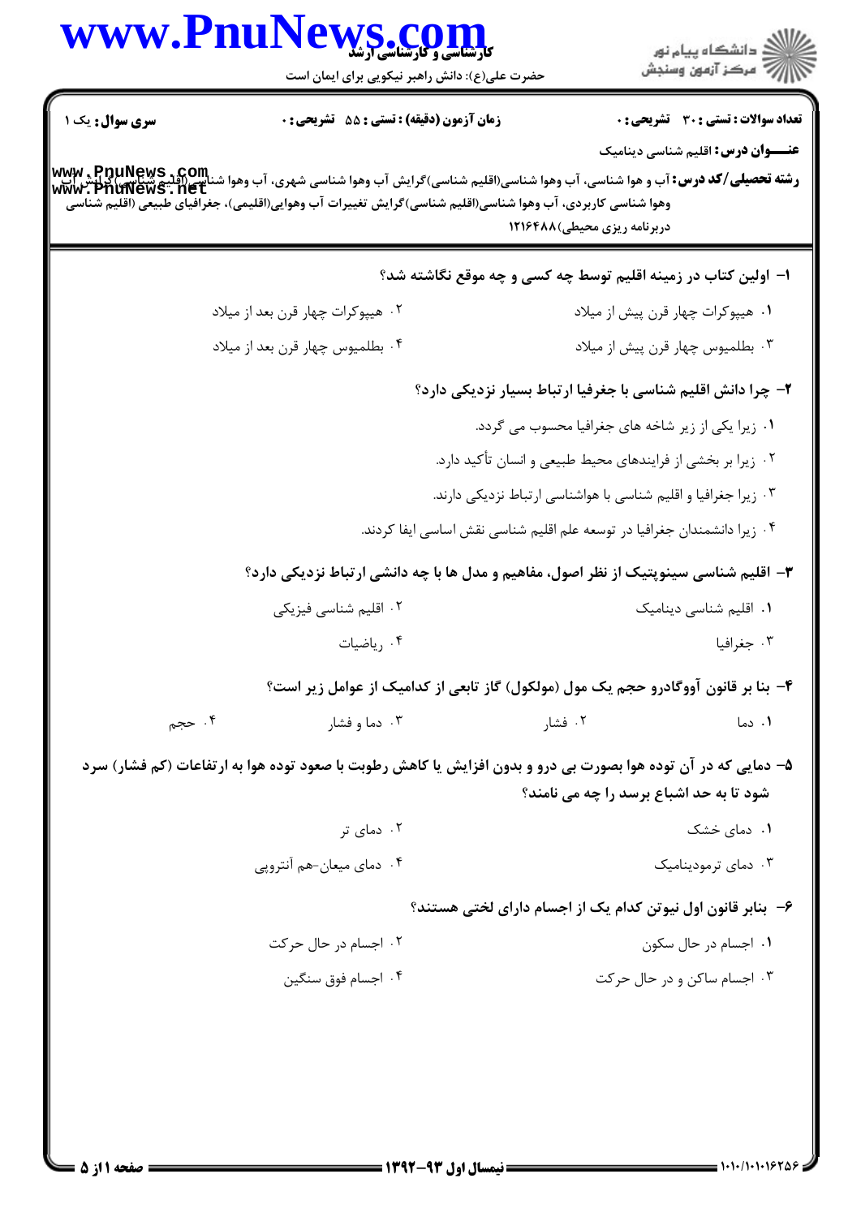**سری سوال:** یک ۱

**زمان آزمون (دقیقه) : تستی : ۵۵ تشریحی : ۰**

**تعداد سوالات : تستی : ۳۰ تشریحی : ۰**

**عنـــوان درس:** اقلیم شناسی دینامیک

**رشته تحصیلی/کد درس:** آب و هوا شناسی، آب وهوا شناسی(اقلیم شناسی)گرایش آب وهوا شناسی شهری، آب وهوا شناسی (اقلیم شناسی) گرایش آب وهوا شناسی کاربردی، آب وهوا شناسی(اقلیم شناسی)گرایش تغییرات آب وهوایی(اقلیمی)، جغرافیای طبیعی (اقلیم شناسی دربرنامه ریزی محیطی)۱۲۱۶۴۸۸

۱- اولین کتاب در زمینه اقلیم توسط چه کسی و چه موقع نگاشته شد؟

۱. هیپوکرات چهار قرن پیش از میلاد

۲. هیپوکرات چهار قرن بعد از میلاد

۳. بطلمیوس چهار قرن پیش از میلاد

۴. بطلمیوس چهار قرن بعد از میلاد

۲- چرا دانش اقلیم شناسی با جغرفیا ارتباط بسیار نزدیکی دارد؟

۱. زیرا یکی از زیر شاخه های جغرافیا محسوب می گردد.

۲. زیرا بر بخشی از فرایندهای محیط طبیعی و انسان تأکید دارد.

۳. زیرا جغرافیا و اقلیم شناسی با هواشناسی ارتباط نزدیکی دارند.

۴. زیرا دانشمندان جغرافیا در توسعه علم اقلیم شناسی نقش اساسی ایفا کردند.

۳- اقلیم شناسی سینوپتیک از نظر اصول، مفاهیم و مدل ها با چه دانشی ارتباط نزدیکی دارد؟

۱. اقلیم شناسی دینامیک

۲. اقلیم شناسی فیزیکی

۳. جغرافیا

۴. ریاضیات

۴- بنا بر قانون آووگادرو حجم یک مول (مولکول) گاز تابعی از کدامیک از عوامل زیر است؟

۱. دما

۲. فشار

۳. دما و فشار

۴. حجم

۵- دمایی که در آن توده هوا بصورت بی درو و بدون افزایش یا کاهش رطوبت با صعود توده هوا به ارتفاعات (کم فشار) سرد شود تا به حد اشباع برسد را چه می نامند؟

۱. دمای خشک

۲. دمای تر

۳. دمای ترمودینامیک

۴. دمای میعان-هم آنتروپی

۶- بنابر قانون اول نیوتن کدام یک از اجسام دارای لختی هستند؟

۱. اجسام در حال سکون

۲. اجسام در حال حرکت

۳. اجسام ساکن و در حال حرکت

۴. اجسام فوق سنگین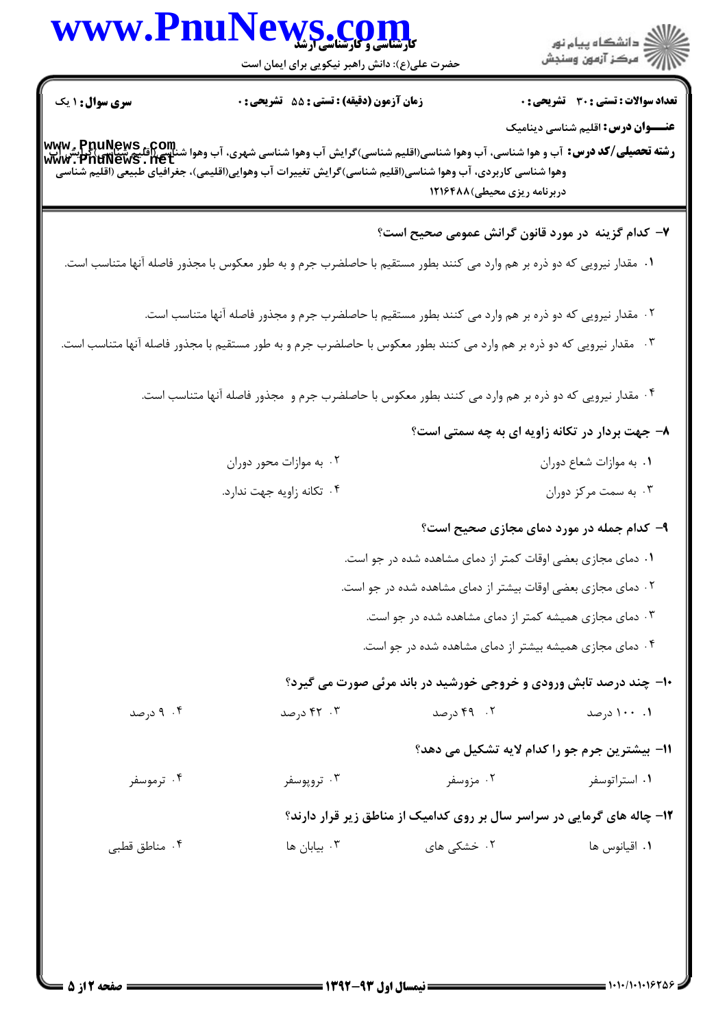**سری سوال:** ۱ یک

**زمان آزمون (دقیقه) : تستی :** ۵۵ **تشریحی :** ۰

**تعداد سوالات : تستی :** ۳۰ **تشریحی :** ۰

**عنـــوان درس:** اقلیم شناسی دینامیک

**رشته تحصیلی/کد درس:** آب و هوا شناسی، آب وهوا شناسی(اقلیم شناسی)گرایش آب وهوا شناسی شهری، آب وهوا شناسی (اقلیم شناسی )گرایش آب وهوا شناسی کاربردی، آب وهوا شناسی(اقلیم شناسی)گرایش تغییرات آب وهوایی(اقلیمی)، جغرافیای طبیعی (اقلیم شناسی دربرنامه ریزی محیطی)۱۲۱۶۴۸۸

**۷- کدام گزینه در مورد قانون گرانش عمومی صحیح است؟**

۱. مقدار نیرویی که دو ذره بر هم وارد می کنند بطور مستقیم با حاصلضرب جرم و به طور معکوس با مجذور فاصله آنها متناسب است.

۲. مقدار نیرویی که دو ذره بر هم وارد می کنند بطور مستقیم با حاصلضرب جرم و مجذور فاصله آنها متناسب است.

۳. مقدار نیرویی که دو ذره بر هم وارد می کنند بطور معکوس با حاصلضرب جرم و به طور مستقیم با مجذور فاصله آنها متناسب است.

۴. مقدار نیرویی که دو ذره بر هم وارد می کنند بطور معکوس با حاصلضرب جرم و مجذور فاصله آنها متناسب است.

**۸- جهت بردار در تکانه زاویه ای به چه سمتی است؟**

۱. به موازات شعاع دوران
۲. به موازات محور دوران
۳. به سمت مرکز دوران
۴. تکانه زاویه جهت ندارد.

**۹- کدام جمله در مورد دمای مجازی صحیح است؟**

۱. دمای مجازی بعضی اوقات کمتر از دمای مشاهده شده در جو است.

۲. دمای مجازی بعضی اوقات بیشتر از دمای مشاهده شده در جو است.

۳. دمای مجازی همیشه کمتر از دمای مشاهده شده در جو است.

۴. دمای مجازی همیشه بیشتر از دمای مشاهده شده در جو است.

**۱۰- چند درصد تابش ورودی و خروجی خورشید در باند مرئی صورت می گیرد؟**

۱. ۱۰۰ درصد
۲. ۴۹ درصد
۳. ۴۲ درصد
۴. ۹ درصد

**۱۱- بیشترین جرم جو را کدام لایه تشکیل می دهد؟**

۱. استراتوسفر
۲. مزوسفر
۳. تروپوسفر
۴. ترموسفر

**۱۲- چاله های گرمایی در سراسر سال بر روی کدامیک از مناطق زیر قرار دارند؟**

۱. اقیانوس ها
۲. خشکی های
۳. بیابان ها
۴. مناطق قطبی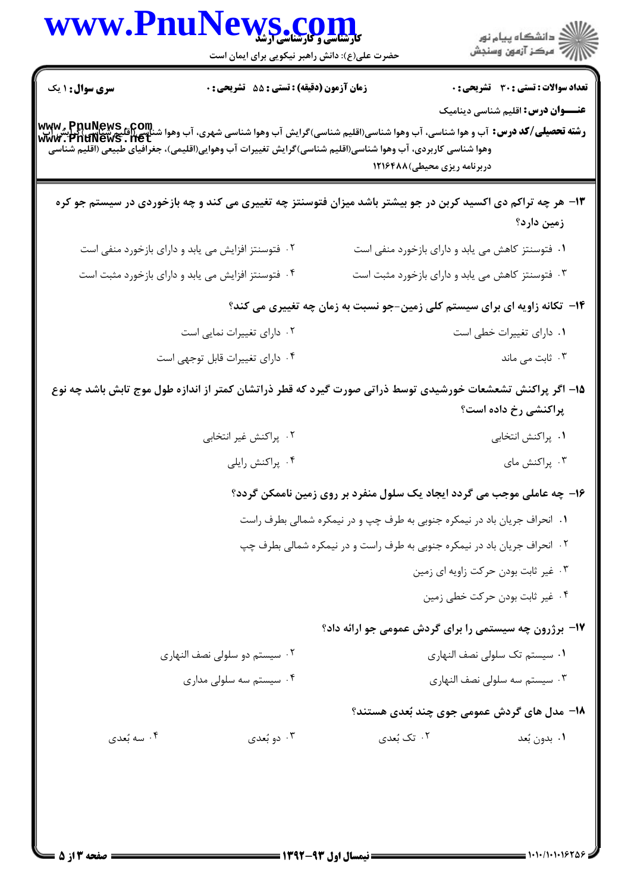**تعداد سوالات : تستی : ۳۰ تشریحی : ۰** | **زمان آزمون (دقیقه) : تستی : ۵۵ تشریحی : ۰** | **سری سوال : ۱ یک**

**عنـــوان درس:** اقلیم شناسی دینامیک

**رشته تحصیلی/کد درس:** آب و هوا شناسی، آب وهوا شناسی(اقلیم شناسی)گرایش آب وهوا شناسی شهری، آب وهوا شناسی (اقلیم شناسی)گرایش آب وهوا شناسی کاربردی، آب وهوا شناسی(اقلیم شناسی)گرایش تغییرات آب وهوایی(اقلیمی)، جغرافیای طبیعی (اقلیم شناسی دربرنامه ریزی محیطی)۱۲۱۶۴۸۸

**۱۳- هر چه تراکم دی اکسید کربن در جو بیشتر باشد میزان فوتوسنتز چه تغییری می کند و چه بازخوردی در سیستم جو کره زمین دارد؟**

۱. فوتوسنتز کاهش می یابد و دارای بازخورد منفی است

۲. فوتوسنتز افزایش می یابد و دارای بازخورد منفی است

۳. فوتوسنتز کاهش می یابد و دارای بازخورد مثبت است

۴. فوتوسنتز افزایش می یابد و دارای بازخورد مثبت است

**۱۴- تکانه زاویه ای برای سیستم کلی زمین-جو نسبت به زمان چه تغییری می کند؟**

۱. دارای تغییرات خطی است

۲. دارای تغییرات نمایی است

۳. ثابت می ماند

۴. دارای تغییرات قابل توجهی است

**۱۵- اگر پراکنش تشعشعات خورشیدی توسط ذراتی صورت گیرد که قطر ذراتشان کمتر از اندازه طول موج تابش باشد چه نوع پراکنشی رخ داده است؟**

۱. پراکنش انتخابی

۲. پراکنش غیر انتخابی

۳. پراکنش مای

۴. پراکنش رایلی

**۱۶- چه عاملی موجب می گردد ایجاد یک سلول منفرد بر روی زمین ناممکن گردد؟**

۱. انحراف جریان باد در نیمکره جنوبی به طرف چپ و در نیمکره شمالی بطرف راست

۲. انحراف جریان باد در نیمکره جنوبی به طرف راست و در نیمکره شمالی بطرف چپ

۳. غیر ثابت بودن حرکت زاویه ای زمین

۴. غیر ثابت بودن حرکت خطی زمین

**۱۷- برژرون چه سیستمی را برای گردش عمومی جو ارائه داد؟**

۱. سیستم تک سلولی نصف النهاری

۲. سیستم دو سلولی نصف النهاری

۳. سیستم سه سلولی نصف النهاری

۴. سیستم سه سلولی مداری

**۱۸- مدل های گردش عمومی جوی چند بُعدی هستند؟**

۱. بدون بُعد

۲. تک بُعدی

۳. دو بُعدی

۴. سه بُعدی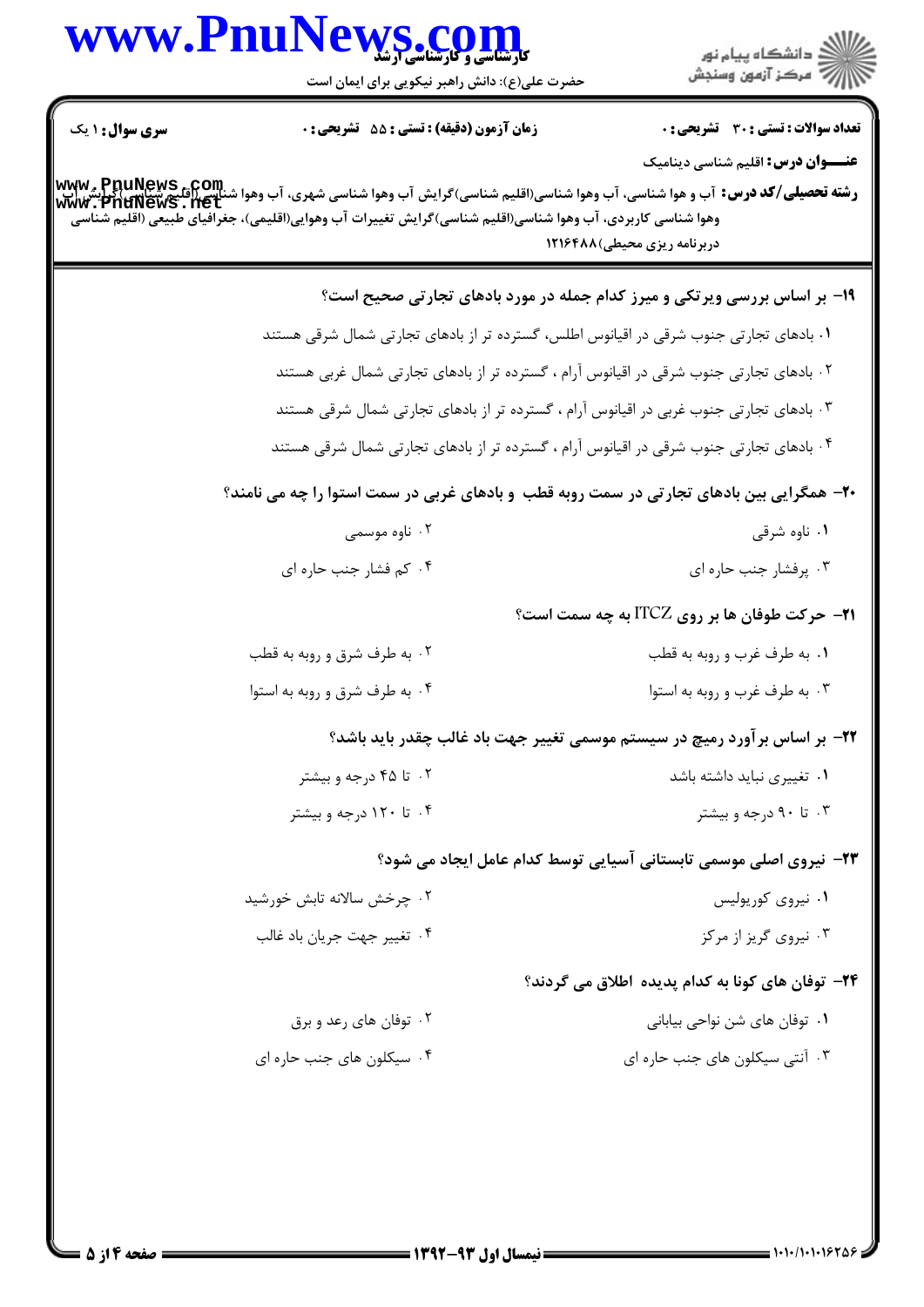**تعداد سوالات : تستی : ۳۰ تشریحی : ۰** | **زمان آزمون (دقیقه) : تستی : ۵۵ تشریحی : ۰** | **سری سوال : ۱ یک**

**عنـــوان درس:** اقلیم شناسی دینامیک

**رشته تحصیلی/کد درس:** آب و هوا شناسی، آب وهوا شناسی(اقلیم شناسی)گرایش آب وهوا شناسی شهری، آب وهوا شناسی (اقلیم شناسی)گرایش آب وهوا شناسی کاربردی، آب وهوا شناسی(اقلیم شناسی)گرایش تغییرات آب وهوایی(اقلیمی)، جغرافیای طبیعی (اقلیم شناسی دربرنامه ریزی محیطی)۱۲۱۶۴۸۸

**۱۹- بر اساس بررسی ویرتکی و میرز کدام جمله در مورد بادهای تجارتی صحیح است؟**

۱. بادهای تجارتی جنوب شرقی در اقیانوس اطلس، گسترده تر از بادهای تجارتی شمال شرقی هستند

۲. بادهای تجارتی جنوب شرقی در اقیانوس آرام ، گسترده تر از بادهای تجارتی شمال غربی هستند

۳. بادهای تجارتی جنوب غربی در اقیانوس آرام ، گسترده تر از بادهای تجارتی شمال شرقی هستند

۴. بادهای تجارتی جنوب شرقی در اقیانوس آرام ، گسترده تر از بادهای تجارتی شمال شرقی هستند

**۲۰- همگرایی بین بادهای تجارتی در سمت روبه قطب و بادهای غربی در سمت استوا را چه می نامند؟**

۱. ناوه شرقی

۲. ناوه موسمی

۳. پرفشار جنب حاره ای

۴. کم فشار جنب حاره ای

**۲۱- حرکت طوفان ها بر روی ITCZ به چه سمت است؟**

۱. به طرف غرب و روبه به قطب

۲. به طرف شرق و روبه به قطب

۳. به طرف غرب و روبه به استوا

۴. به طرف شرق و روبه به استوا

**۲۲- بر اساس برآورد رمیج در سیستم موسمی تغییر جهت باد غالب چقدر باید باشد؟**

۱. تغییری نباید داشته باشد

۲. تا ۴۵ درجه و بیشتر

۳. تا ۹۰ درجه و بیشتر

۴. تا ۱۲۰ درجه و بیشتر

**۲۳- نیروی اصلی موسمی تابستانی آسیایی توسط کدام عامل ایجاد می شود؟**

۱. نیروی کوریولیس

۲. چرخش سالانه تابش خورشید

۳. نیروی گریز از مرکز

۴. تغییر جهت جریان باد غالب

**۲۴- توفان های کونا به کدام پدیده اطلاق می گردند؟**

۱. توفان های شن نواحی بیابانی

۲. توفان های رعد و برق

۳. آنتی سیکلون های جنب حاره ای

۴. سیکلون های جنب حاره ای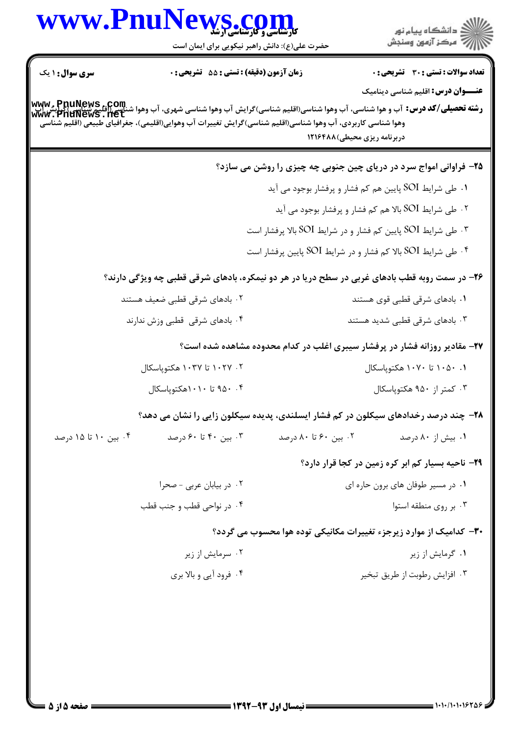**تعداد سوالات : تستی : ۳۰ تشریحی : ۰** | **زمان آزمون (دقیقه) : تستی : ۵۵ تشریحی : ۰** | **سری سوال : ۱ یک**

**عنـــوان درس:** اقلیم شناسی دینامیک

**رشته تحصیلی/کد درس:** آب و هوا شناسی، آب وهوا شناسی(اقلیم شناسی)گرایش آب وهوا شناسی شهری، آب وهوا شناسی (اقلیم شناسی) گرایش آب وهوا شناسی کاربردی، آب وهوا شناسی(اقلیم شناسی)گرایش تغییرات آب وهوایی(اقلیمی)، جغرافیای طبیعی (اقلیم شناسی دربرنامه ریزی محیطی)۱۲۱۶۴۸۸

**۲۵- فراوانی امواج سرد در دریای چین جنوبی چه چیزی را روشن می سازد؟**

۱. طی شرایط SOI پایین هم کم فشار و پرفشار بوجود می آید

۲. طی شرایط SOI بالا هم کم فشار و پرفشار بوجود می آید

۳. طی شرایط SOI پایین کم فشار و در شرایط SOI بالا پرفشار است

۴. طی شرایط SOI بالا کم فشار و در شرایط SOI پایین پرفشار است

**۲۶- در سمت روبه قطب بادهای غربی در سطح دریا در هر دو نیمکره، بادهای شرقی قطبی چه ویژگی دارند؟**

۱. بادهای شرقی قطبی قوی هستند

۲. بادهای شرقی قطبی ضعیف هستند

۳. بادهای شرقی قطبی شدید هستند

۴. بادهای شرقی قطبی وزش ندارند

**۲۷- مقادیر روزانه فشار در پرفشار سیبری اغلب در کدام محدوده مشاهده شده است؟**

۱. ۱۰۵۰ تا ۱۰۷۰ هکتوپاسکال

۲. ۱۰۲۷ تا ۱۰۳۷ هکتوپاسکال

۳. کمتر از ۹۵۰ هکتوپاسکال

۴. ۹۵۰ تا ۱۰۱۰هکتوپاسکال

**۲۸- چند درصد رخدادهای سیکلون در کم فشار ایسلندی، پدیده سیکلون زایی را نشان می دهد؟**

۱. بیش از ۸۰ درصد

۲. بین ۶۰ تا ۸۰ درصد

۳. بین ۴۰ تا ۶۰ درصد

۴. بین ۱۰ تا ۱۵ درصد

**۲۹- ناحیه بسیار کم ابر کره زمین در کجا قرار دارد؟**

۱. در مسیر طوفان های برون حاره ای

۲. در بیابان عربی - صحرا

۳. بر روی منطقه استوا

۴. در نواحی قطب و جنب قطب

**۳۰- کدامیک از موارد زیرجزء تغییرات مکانیکی توده هوا محسوب می گردد؟**

۱. گرمایش از زیر

۲. سرمایش از زیر

۳. افزایش رطوبت از طریق تبخیر

۴. فرود آیی و بالا بری